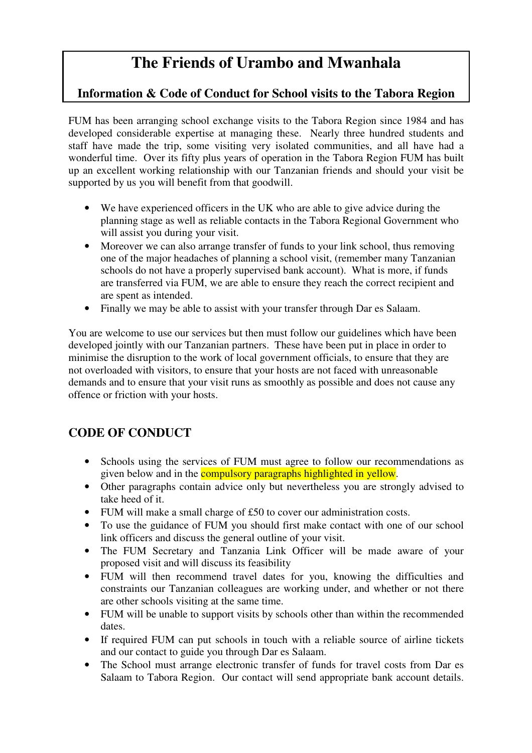# The Friends of Urambo and Mwanhala

## Information & Code of Conduct for School visits to the Tabora Region

FUM has been arranging school exchange visits to the Tabora Region since 1984 and has developed considerable expertise at managing these. Nearly three hundred students and staff have made the trip, some visiting very isolated communities, and all have had a wonderful time. Over its fifty plus years of operation in the Tabora Region FUM has built up an excellent working relationship with our Tanzanian friends and should your visit be supported by us you will benefit from that goodwill.

- We have experienced officers in the UK who are able to give advice during the planning stage as well as reliable contacts in the Tabora Regional Government who will assist you during your visit.
- Moreover we can also arrange transfer of funds to your link school, thus removing one of the major headaches of planning a school visit, (remember many Tanzanian schools do not have a properly supervised bank account). What is more, if funds are transferred via FUM, we are able to ensure they reach the correct recipient and are spent as intended.
- Finally we may be able to assist with your transfer through Dar es Salaam.

You are welcome to use our services but then must follow our guidelines which have been developed jointly with our Tanzanian partners. These have been put in place in order to minimise the disruption to the work of local government officials, to ensure that they are not overloaded with visitors, to ensure that your hosts are not faced with unreasonable demands and to ensure that your visit runs as smoothly as possible and does not cause any offence or friction with your hosts.

## CODE OF CONDUCT

- Schools using the services of FUM must agree to follow our recommendations as given below and in the compulsory paragraphs highlighted in yellow.
- Other paragraphs contain advice only but nevertheless you are strongly advised to take heed of it.
- FUM will make a small charge of £50 to cover our administration costs.
- To use the guidance of FUM you should first make contact with one of our school link officers and discuss the general outline of your visit.
- The FUM Secretary and Tanzania Link Officer will be made aware of your proposed visit and will discuss its feasibility
- FUM will then recommend travel dates for you, knowing the difficulties and constraints our Tanzanian colleagues are working under, and whether or not there are other schools visiting at the same time.
- FUM will be unable to support visits by schools other than within the recommended dates.
- If required FUM can put schools in touch with a reliable source of airline tickets and our contact to guide you through Dar es Salaam.
- The School must arrange electronic transfer of funds for travel costs from Dar es Salaam to Tabora Region. Our contact will send appropriate bank account details.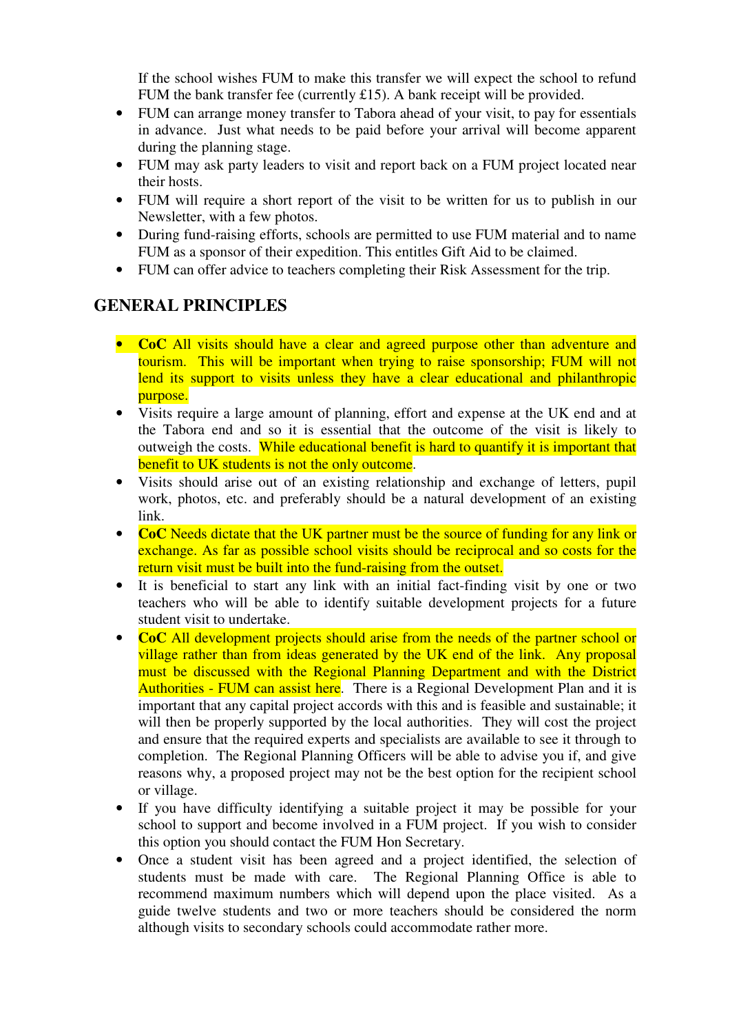If the school wishes FUM to make this transfer we will expect the school to refund FUM the bank transfer fee (currently £15). A bank receipt will be provided.

- FUM can arrange money transfer to Tabora ahead of your visit, to pay for essentials in advance. Just what needs to be paid before your arrival will become apparent during the planning stage.
- FUM may ask party leaders to visit and report back on a FUM project located near their hosts.
- FUM will require a short report of the visit to be written for us to publish in our Newsletter, with a few photos.
- During fund-raising efforts, schools are permitted to use FUM material and to name FUM as a sponsor of their expedition. This entitles Gift Aid to be claimed.
- FUM can offer advice to teachers completing their Risk Assessment for the trip.

## GENERAL PRINCIPLES

- **CoC** All visits should have a clear and agreed purpose other than adventure and tourism. This will be important when trying to raise sponsorship; FUM will not lend its support to visits unless they have a clear educational and philanthropic purpose.
- Visits require a large amount of planning, effort and expense at the UK end and at the Tabora end and so it is essential that the outcome of the visit is likely to outweigh the costs. While educational benefit is hard to quantify it is important that benefit to UK students is not the only outcome.
- Visits should arise out of an existing relationship and exchange of letters, pupil work, photos, etc. and preferably should be a natural development of an existing link.
- **CoC** Needs dictate that the UK partner must be the source of funding for any link or exchange. As far as possible school visits should be reciprocal and so costs for the return visit must be built into the fund-raising from the outset.
- It is beneficial to start any link with an initial fact-finding visit by one or two teachers who will be able to identify suitable development projects for a future student visit to undertake.
- **CoC** All development projects should arise from the needs of the partner school or village rather than from ideas generated by the UK end of the link. Any proposal must be discussed with the Regional Planning Department and with the District Authorities - FUM can assist here. There is a Regional Development Plan and it is important that any capital project accords with this and is feasible and sustainable; it will then be properly supported by the local authorities. They will cost the project and ensure that the required experts and specialists are available to see it through to completion. The Regional Planning Officers will be able to advise you if, and give reasons why, a proposed project may not be the best option for the recipient school or village.
- If you have difficulty identifying a suitable project it may be possible for your school to support and become involved in a FUM project. If you wish to consider this option you should contact the FUM Hon Secretary.
- Once a student visit has been agreed and a project identified, the selection of students must be made with care. The Regional Planning Office is able to recommend maximum numbers which will depend upon the place visited. As a guide twelve students and two or more teachers should be considered the norm although visits to secondary schools could accommodate rather more.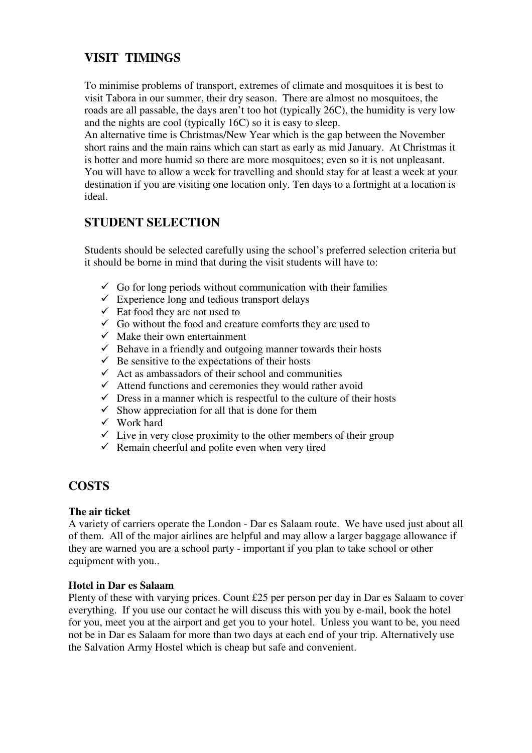## VISIT TIMINGS

To minimise problems of transport, extremes of climate and mosquitoes it is best to visit Tabora in our summer, their dry season. There are almost no mosquitoes, the roads are all passable, the days aren't too hot (typically 26C), the humidity is very low and the nights are cool (typically 16C) so it is easy to sleep.
An alternative time is Christmas/New Year which is the gap between the November short rains and the main rains which can start as early as mid January. At Christmas it is hotter and more humid so there are more mosquitoes; even so it is not unpleasant.
You will have to allow a week for travelling and should stay for at least a week at your destination if you are visiting one location only. Ten days to a fortnight at a location is ideal.

## STUDENT SELECTION

Students should be selected carefully using the school's preferred selection criteria but it should be borne in mind that during the visit students will have to:

- ✓ Go for long periods without communication with their families
- ✓ Experience long and tedious transport delays
- ✓ Eat food they are not used to
- ✓ Go without the food and creature comforts they are used to
- ✓ Make their own entertainment
- ✓ Behave in a friendly and outgoing manner towards their hosts
- ✓ Be sensitive to the expectations of their hosts
- ✓ Act as ambassadors of their school and communities
- ✓ Attend functions and ceremonies they would rather avoid
- ✓ Dress in a manner which is respectful to the culture of their hosts
- ✓ Show appreciation for all that is done for them
- ✓ Work hard
- ✓ Live in very close proximity to the other members of their group
- ✓ Remain cheerful and polite even when very tired

## COSTS

**The air ticket**
A variety of carriers operate the London - Dar es Salaam route. We have used just about all of them. All of the major airlines are helpful and may allow a larger baggage allowance if they are warned you are a school party - important if you plan to take school or other equipment with you..

**Hotel in Dar es Salaam**
Plenty of these with varying prices. Count £25 per person per day in Dar es Salaam to cover everything. If you use our contact he will discuss this with you by e-mail, book the hotel for you, meet you at the airport and get you to your hotel. Unless you want to be, you need not be in Dar es Salaam for more than two days at each end of your trip. Alternatively use the Salvation Army Hostel which is cheap but safe and convenient.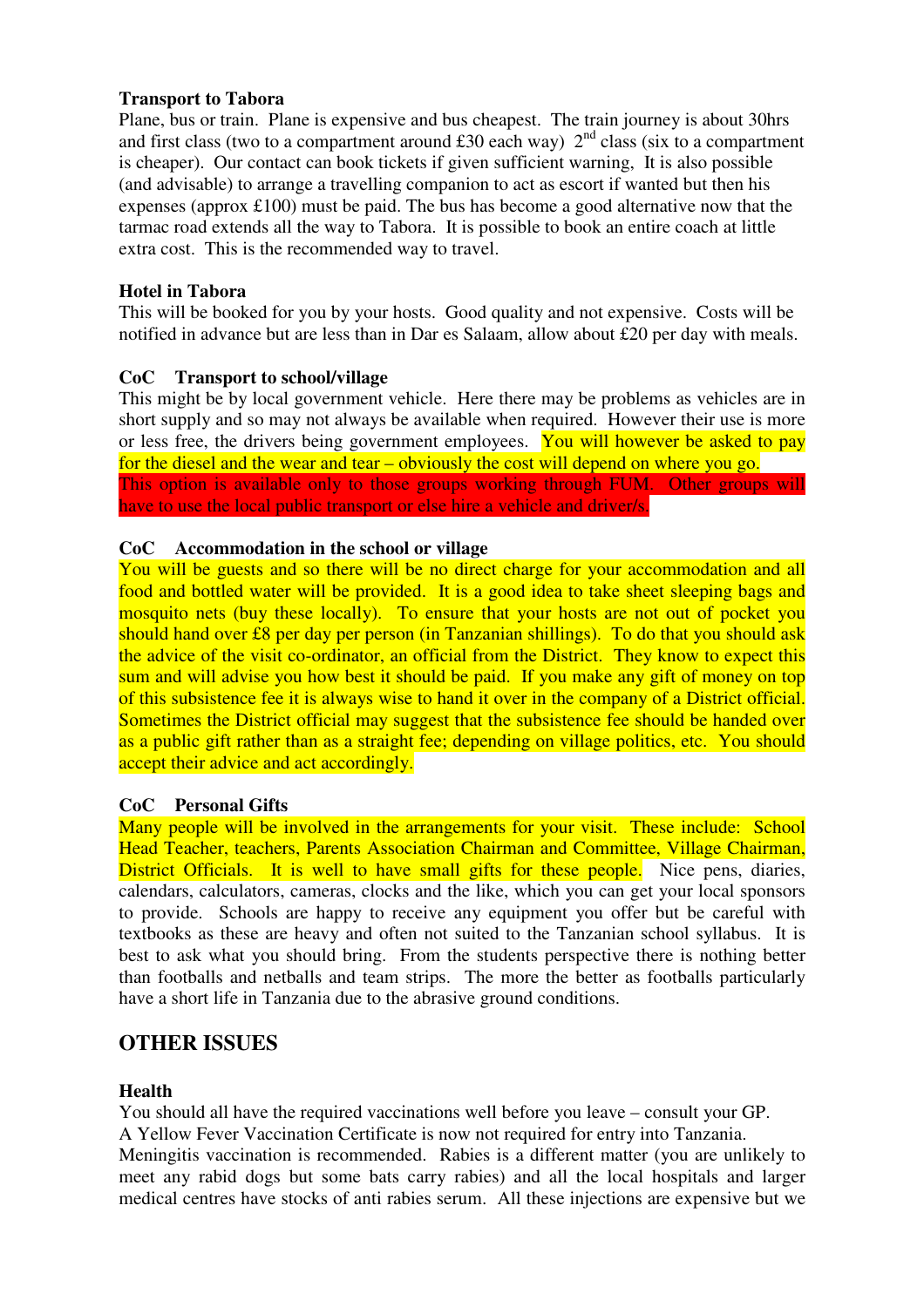**Transport to Tabora**

Plane, bus or train. Plane is expensive and bus cheapest. The train journey is about 30hrs and first class (two to a compartment around £30 each way) 2nd class (six to a compartment is cheaper). Our contact can book tickets if given sufficient warning, It is also possible (and advisable) to arrange a travelling companion to act as escort if wanted but then his expenses (approx £100) must be paid. The bus has become a good alternative now that the tarmac road extends all the way to Tabora. It is possible to book an entire coach at little extra cost. This is the recommended way to travel.

**Hotel in Tabora**

This will be booked for you by your hosts. Good quality and not expensive. Costs will be notified in advance but are less than in Dar es Salaam, allow about £20 per day with meals.

**CoC Transport to school/village**

This might be by local government vehicle. Here there may be problems as vehicles are in short supply and so may not always be available when required. However their use is more or less free, the drivers being government employees. You will however be asked to pay for the diesel and the wear and tear – obviously the cost will depend on where you go. This option is available only to those groups working through FUM. Other groups will have to use the local public transport or else hire a vehicle and driver/s.

**CoC Accommodation in the school or village**

You will be guests and so there will be no direct charge for your accommodation and all food and bottled water will be provided. It is a good idea to take sheet sleeping bags and mosquito nets (buy these locally). To ensure that your hosts are not out of pocket you should hand over £8 per day per person (in Tanzanian shillings). To do that you should ask the advice of the visit co-ordinator, an official from the District. They know to expect this sum and will advise you how best it should be paid. If you make any gift of money on top of this subsistence fee it is always wise to hand it over in the company of a District official. Sometimes the District official may suggest that the subsistence fee should be handed over as a public gift rather than as a straight fee; depending on village politics, etc. You should accept their advice and act accordingly.

**CoC Personal Gifts**

Many people will be involved in the arrangements for your visit. These include: School Head Teacher, teachers, Parents Association Chairman and Committee, Village Chairman, District Officials. It is well to have small gifts for these people. Nice pens, diaries, calendars, calculators, cameras, clocks and the like, which you can get your local sponsors to provide. Schools are happy to receive any equipment you offer but be careful with textbooks as these are heavy and often not suited to the Tanzanian school syllabus. It is best to ask what you should bring. From the students perspective there is nothing better than footballs and netballs and team strips. The more the better as footballs particularly have a short life in Tanzania due to the abrasive ground conditions.

## OTHER ISSUES

**Health**

You should all have the required vaccinations well before you leave – consult your GP.
A Yellow Fever Vaccination Certificate is now not required for entry into Tanzania.
Meningitis vaccination is recommended. Rabies is a different matter (you are unlikely to meet any rabid dogs but some bats carry rabies) and all the local hospitals and larger medical centres have stocks of anti rabies serum. All these injections are expensive but we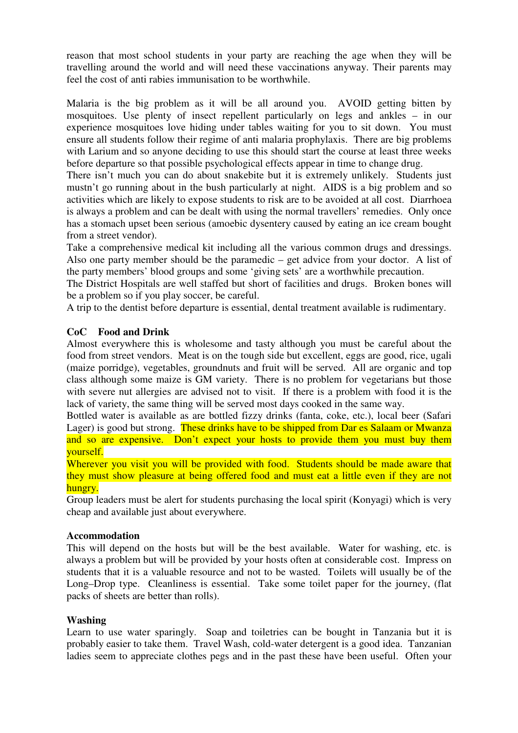reason that most school students in your party are reaching the age when they will be travelling around the world and will need these vaccinations anyway. Their parents may feel the cost of anti rabies immunisation to be worthwhile.

Malaria is the big problem as it will be all around you. AVOID getting bitten by mosquitoes. Use plenty of insect repellent particularly on legs and ankles – in our experience mosquitoes love hiding under tables waiting for you to sit down. You must ensure all students follow their regime of anti malaria prophylaxis. There are big problems with Larium and so anyone deciding to use this should start the course at least three weeks before departure so that possible psychological effects appear in time to change drug.

There isn't much you can do about snakebite but it is extremely unlikely. Students just mustn't go running about in the bush particularly at night. AIDS is a big problem and so activities which are likely to expose students to risk are to be avoided at all cost. Diarrhoea is always a problem and can be dealt with using the normal travellers' remedies. Only once has a stomach upset been serious (amoebic dysentery caused by eating an ice cream bought from a street vendor).

Take a comprehensive medical kit including all the various common drugs and dressings. Also one party member should be the paramedic – get advice from your doctor. A list of the party members' blood groups and some 'giving sets' are a worthwhile precaution.

The District Hospitals are well staffed but short of facilities and drugs. Broken bones will be a problem so if you play soccer, be careful.

A trip to the dentist before departure is essential, dental treatment available is rudimentary.

**CoC Food and Drink**

Almost everywhere this is wholesome and tasty although you must be careful about the food from street vendors. Meat is on the tough side but excellent, eggs are good, rice, ugali (maize porridge), vegetables, groundnuts and fruit will be served. All are organic and top class although some maize is GM variety. There is no problem for vegetarians but those with severe nut allergies are advised not to visit. If there is a problem with food it is the lack of variety, the same thing will be served most days cooked in the same way.

Bottled water is available as are bottled fizzy drinks (fanta, coke, etc.), local beer (Safari Lager) is good but strong. These drinks have to be shipped from Dar es Salaam or Mwanza and so are expensive. Don't expect your hosts to provide them you must buy them yourself.

Wherever you visit you will be provided with food. Students should be made aware that they must show pleasure at being offered food and must eat a little even if they are not hungry.

Group leaders must be alert for students purchasing the local spirit (Konyagi) which is very cheap and available just about everywhere.

**Accommodation**

This will depend on the hosts but will be the best available. Water for washing, etc. is always a problem but will be provided by your hosts often at considerable cost. Impress on students that it is a valuable resource and not to be wasted. Toilets will usually be of the Long–Drop type. Cleanliness is essential. Take some toilet paper for the journey, (flat packs of sheets are better than rolls).

**Washing**

Learn to use water sparingly. Soap and toiletries can be bought in Tanzania but it is probably easier to take them. Travel Wash, cold-water detergent is a good idea. Tanzanian ladies seem to appreciate clothes pegs and in the past these have been useful. Often your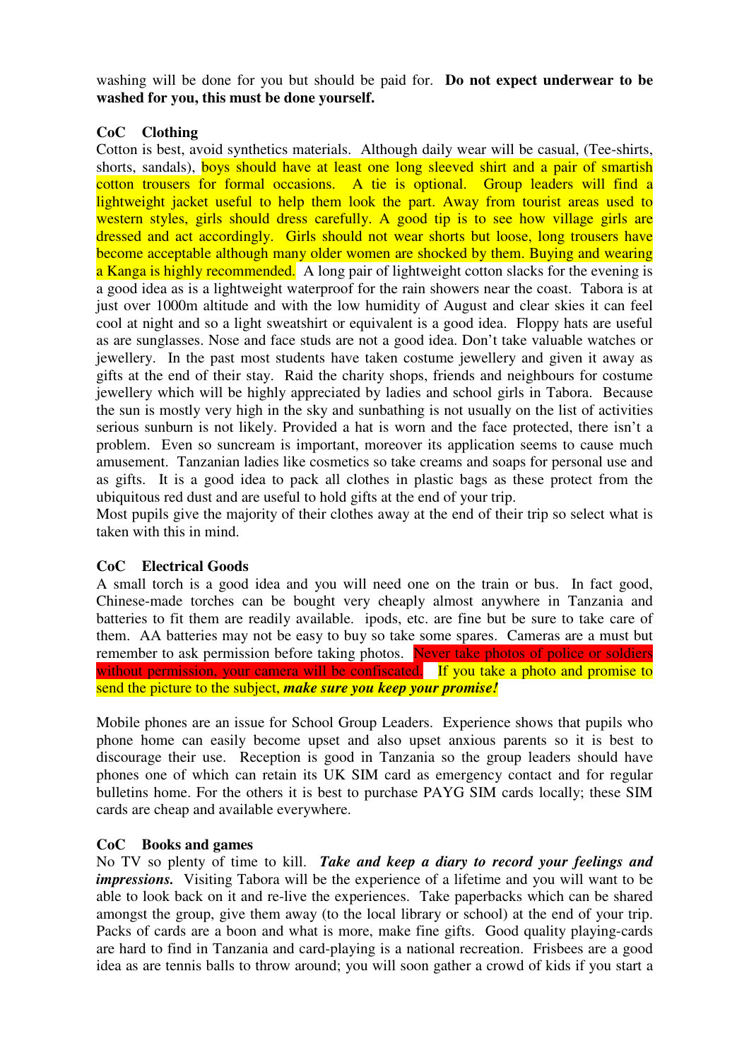washing will be done for you but should be paid for. **Do not expect underwear to be washed for you, this must be done yourself.**

**CoC Clothing**

Cotton is best, avoid synthetics materials. Although daily wear will be casual, (Tee-shirts, shorts, sandals), boys should have at least one long sleeved shirt and a pair of smartish cotton trousers for formal occasions. A tie is optional. Group leaders will find a lightweight jacket useful to help them look the part. Away from tourist areas used to western styles, girls should dress carefully. A good tip is to see how village girls are dressed and act accordingly. Girls should not wear shorts but loose, long trousers have become acceptable although many older women are shocked by them. Buying and wearing a Kanga is highly recommended. A long pair of lightweight cotton slacks for the evening is a good idea as is a lightweight waterproof for the rain showers near the coast. Tabora is at just over 1000m altitude and with the low humidity of August and clear skies it can feel cool at night and so a light sweatshirt or equivalent is a good idea. Floppy hats are useful as are sunglasses. Nose and face studs are not a good idea. Don't take valuable watches or jewellery. In the past most students have taken costume jewellery and given it away as gifts at the end of their stay. Raid the charity shops, friends and neighbours for costume jewellery which will be highly appreciated by ladies and school girls in Tabora. Because the sun is mostly very high in the sky and sunbathing is not usually on the list of activities serious sunburn is not likely. Provided a hat is worn and the face protected, there isn't a problem. Even so suncream is important, moreover its application seems to cause much amusement. Tanzanian ladies like cosmetics so take creams and soaps for personal use and as gifts. It is a good idea to pack all clothes in plastic bags as these protect from the ubiquitous red dust and are useful to hold gifts at the end of your trip.

Most pupils give the majority of their clothes away at the end of their trip so select what is taken with this in mind.

**CoC Electrical Goods**

A small torch is a good idea and you will need one on the train or bus. In fact good, Chinese-made torches can be bought very cheaply almost anywhere in Tanzania and batteries to fit them are readily available. ipods, etc. are fine but be sure to take care of them. AA batteries may not be easy to buy so take some spares. Cameras are a must but remember to ask permission before taking photos. Never take photos of police or soldiers without permission, your camera will be confiscated. If you take a photo and promise to send the picture to the subject, ***make sure you keep your promise!***

Mobile phones are an issue for School Group Leaders. Experience shows that pupils who phone home can easily become upset and also upset anxious parents so it is best to discourage their use. Reception is good in Tanzania so the group leaders should have phones one of which can retain its UK SIM card as emergency contact and for regular bulletins home. For the others it is best to purchase PAYG SIM cards locally; these SIM cards are cheap and available everywhere.

**CoC Books and games**

No TV so plenty of time to kill. ***Take and keep a diary to record your feelings and impressions.*** Visiting Tabora will be the experience of a lifetime and you will want to be able to look back on it and re-live the experiences. Take paperbacks which can be shared amongst the group, give them away (to the local library or school) at the end of your trip. Packs of cards are a boon and what is more, make fine gifts. Good quality playing-cards are hard to find in Tanzania and card-playing is a national recreation. Frisbees are a good idea as are tennis balls to throw around; you will soon gather a crowd of kids if you start a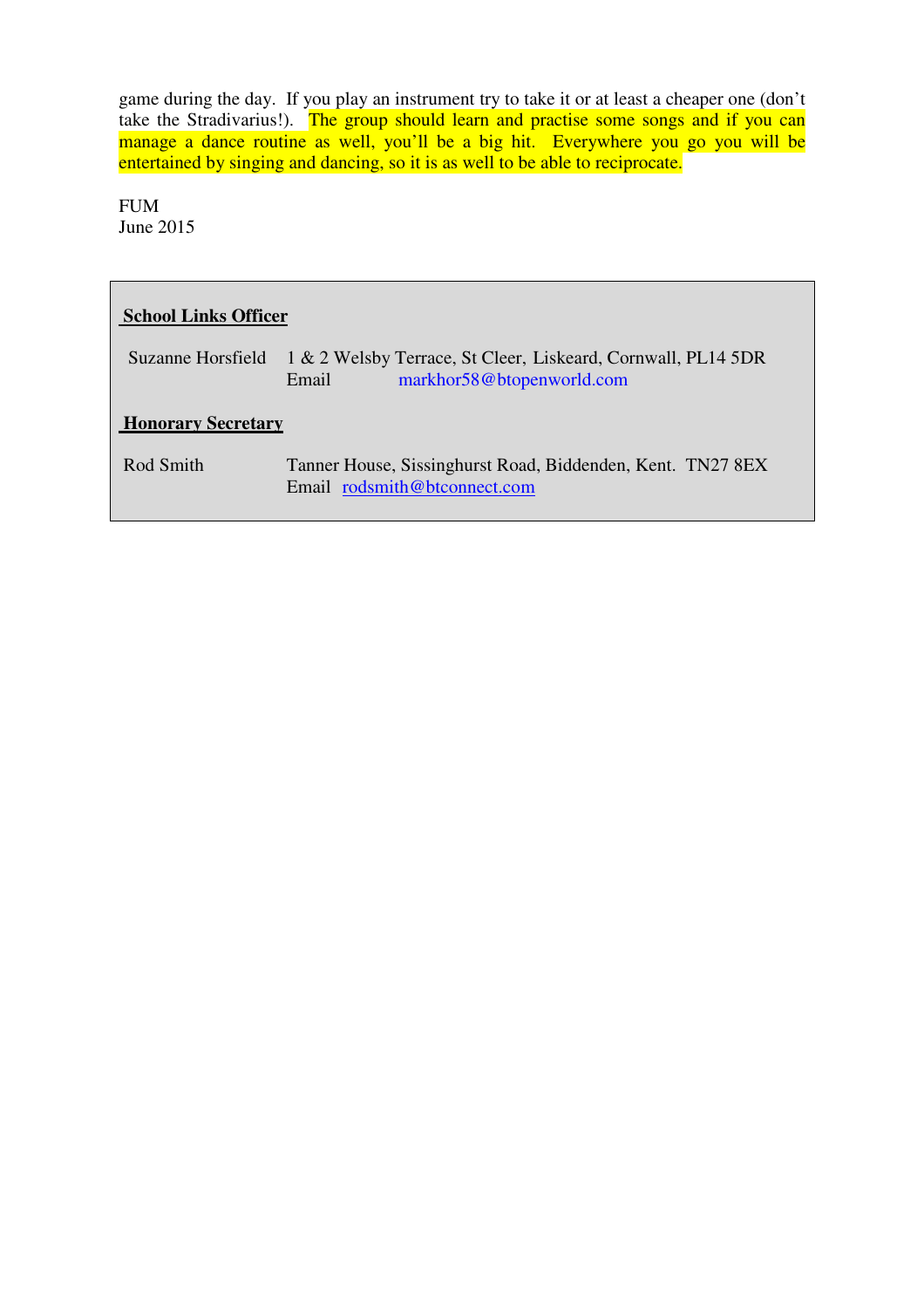game during the day. If you play an instrument try to take it or at least a cheaper one (don't take the Stradivarius!). The group should learn and practise some songs and if you can manage a dance routine as well, you'll be a big hit. Everywhere you go you will be entertained by singing and dancing, so it is as well to be able to reciprocate.

FUM
June 2015

**School Links Officer**

Suzanne Horsfield — 1 & 2 Welsby Terrace, St Cleer, Liskeard, Cornwall, PL14 5DR
Email markhor58@btopenworld.com

**Honorary Secretary**

Rod Smith — Tanner House, Sissinghurst Road, Biddenden, Kent. TN27 8EX
Email rodsmith@btconnect.com